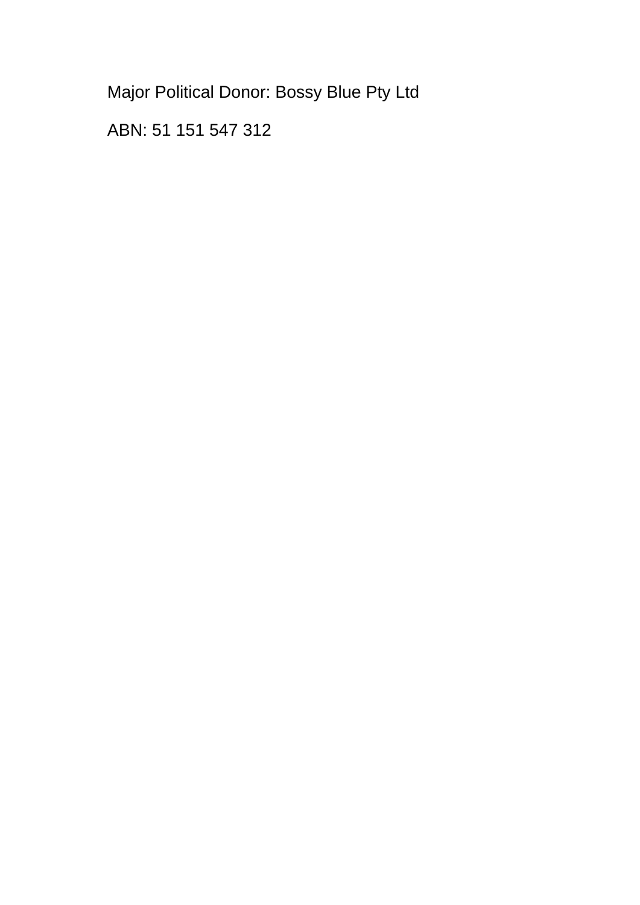Major Political Donor: Bossy Blue Pty Ltd

ABN: 51 151 547 312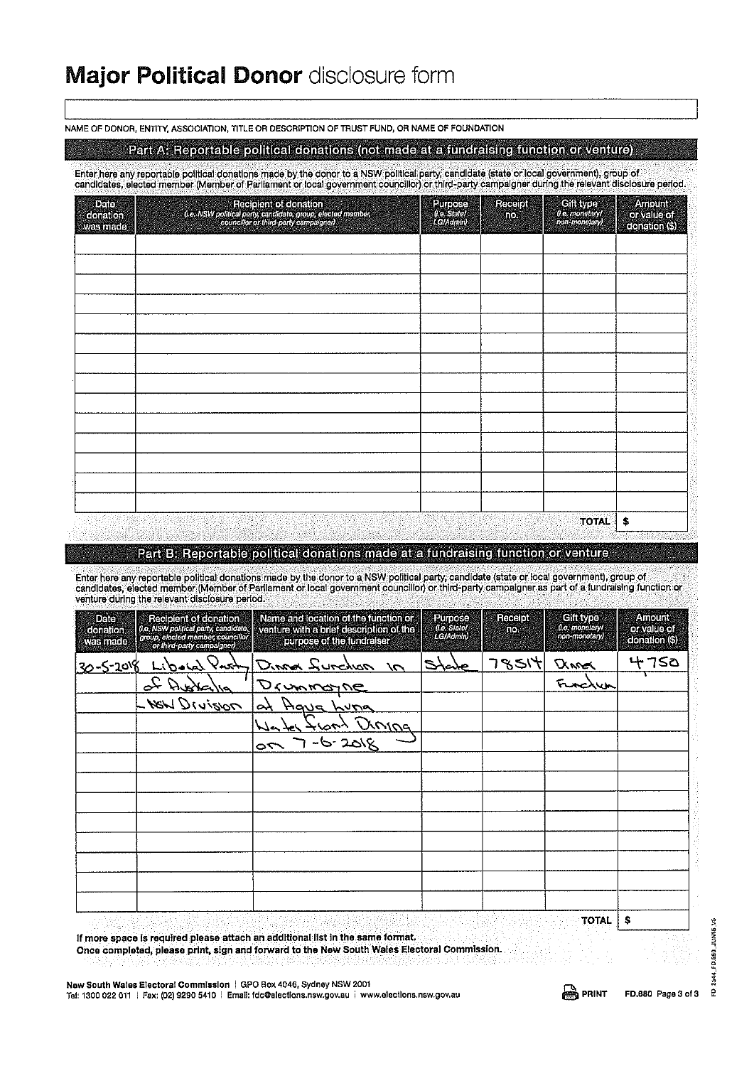# **Major Political Donor** disclosure form

NAME OF DONOR, ENTITY, ASSOCIATION, TITLE OR DESCRIPTION OF TRUST FUND, OR NAME OF FOUNDATION

## Part A: Reportable political donations (not made at a fundraising function or venture)

Enter here any reportable political donations made by the donor to a NSW political party, candidate (state or local government), group of candidates, elected member (Member of Parliament or local government councillor) or third-party campaigner during the relevant disclosure period.

| Date donation was made | Recipient of donation (i.e. NSW political party, candidate, group, elected member, councillor or third-party campaigner) | Purpose (i.e. State/ LG/Admin) | Receipt no. | Gift type (i.e. monetary/ non-monetary) | Amount or value of donation ($) |
|---|---|---|---|---|---|
| | | | | | |
| | | | | | |
| | | | | | |
| | | | | | |
| | | | | | |
| | | | | | |
| | | | | | |
| | | | | | |
| | | | | | |
| | | | | | |
| | | | | | |
| | | | | | |
| | | | | | |
| | | | | TOTAL | $ |

## Part B: Reportable political donations made at a fundraising function or venture

Enter here any reportable political donations made by the donor to a NSW political party, candidate (state or local government), group of candidates, elected member (Member of Parliament or local government councillor) or third-party campaigner as part of a fundraising function or venture during the relevant disclosure period.

| Date donation was made | Recipient of donation (i.e. NSW political party, candidate, group, elected member, councillor or third-party campaigner) | Name and location of the function or venture with a brief description of the purpose of the fundraiser | Purpose (i.e. State/ LG/Admin) | Receipt no. | Gift type (i.e. monetary/ non-monetary) | Amount or value of donation ($) |
|---|---|---|---|---|---|---|
| 30-5-2018 | Liberal Party of Australia - NSW Division | Dinner function in Drummoyne at Aqua Luna Water front Dining on 7-6-2018 | State | 78514 | Dinner Function | 4750 |
| | | | | | | |
| | | | | | | |
| | | | | | | |
| | | | | | | |
| | | | | | | |
| | | | | | | |
| | | | | | | |
| | | | | | | |
| | | | | | | |
| | | | | | | |
| | | | | | | |
| | | | | | | |
| | | | | | TOTAL | $ |

**If more space is required please attach an additional list in the same format.**
**Once completed, please print, sign and forward to the New South Wales Electoral Commission.**

**New South Wales Electoral Commission** | GPO Box 4046, Sydney NSW 2001
Tel: 1300 022 011 | Fax: (02) 9290 5410 | Email: fdc@elections.nsw.gov.au | www.elections.nsw.gov.au

PRINT FD.680